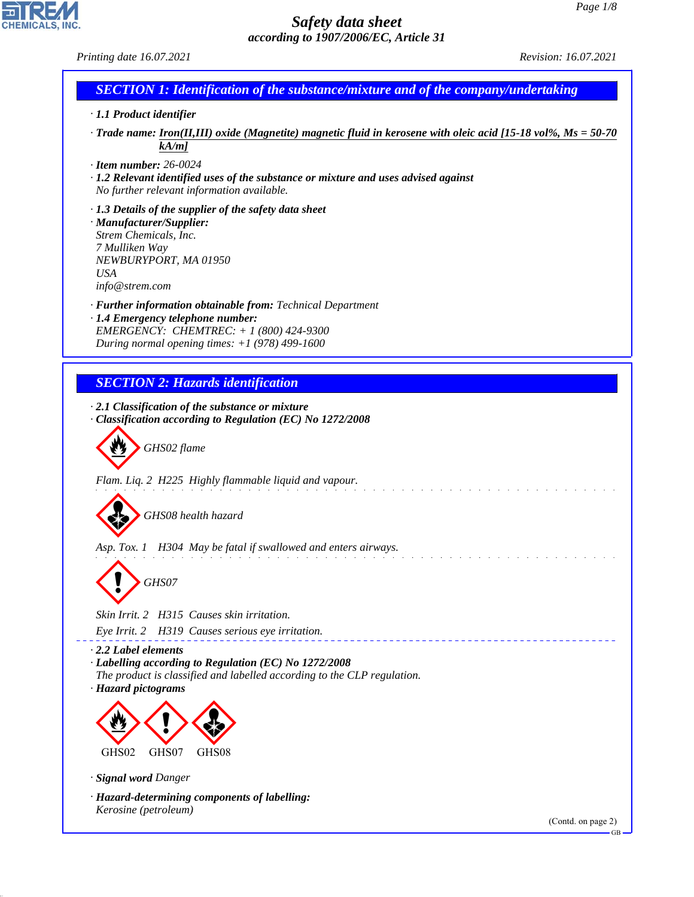# Safety data sheet

*according to 1907/2006/EC, Article 31*

Printing date 16.07.2021 Revision: 16.07.2021

## SECTION 1: Identification of the substance/mixture and of the company/undertaking

· **1.1 Product identifier**

· **Trade name: Iron(II,III) oxide (Magnetite) magnetic fluid in kerosene with oleic acid [15-18 vol%, Ms = 50-70 kA/m]**

· **Item number:** 26-0024

· **1.2 Relevant identified uses of the substance or mixture and uses advised against**
No further relevant information available.

· **1.3 Details of the supplier of the safety data sheet**

· **Manufacturer/Supplier:**
Strem Chemicals, Inc.
7 Mulliken Way
NEWBURYPORT, MA 01950
USA
info@strem.com

· **Further information obtainable from:** Technical Department

· **1.4 Emergency telephone number:**
EMERGENCY: CHEMTREC: + 1 (800) 424-9300
During normal opening times: +1 (978) 499-1600

## SECTION 2: Hazards identification

· **2.1 Classification of the substance or mixture**

· **Classification according to Regulation (EC) No 1272/2008**

GHS02 flame

Flam. Liq. 2 H225 Highly flammable liquid and vapour.

GHS08 health hazard

Asp. Tox. 1 H304 May be fatal if swallowed and enters airways.

GHS07

Skin Irrit. 2 H315 Causes skin irritation.

Eye Irrit. 2 H319 Causes serious eye irritation.

· **2.2 Label elements**

· **Labelling according to Regulation (EC) No 1272/2008**
The product is classified and labelled according to the CLP regulation.

· **Hazard pictograms**

GHS02 GHS07 GHS08

· **Signal word** Danger

· **Hazard-determining components of labelling:**
Kerosine (petroleum)

(Contd. on page 2)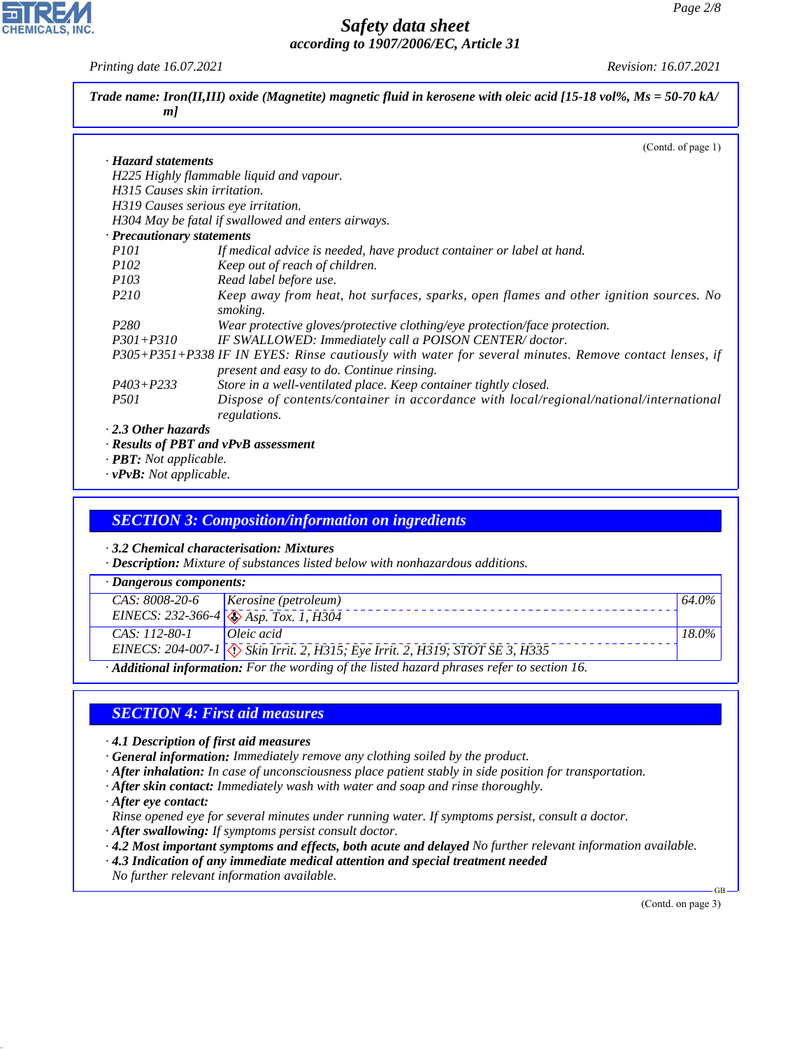**Trade name: Iron(II,III) oxide (Magnetite) magnetic fluid in kerosene with oleic acid [15-18 vol%, Ms = 50-70 kA/m]**

(Contd. of page 1)

· **Hazard statements**

H225 Highly flammable liquid and vapour.
H315 Causes skin irritation.
H319 Causes serious eye irritation.
H304 May be fatal if swallowed and enters airways.

· **Precautionary statements**

| | |
|---|---|
| P101 | If medical advice is needed, have product container or label at hand. |
| P102 | Keep out of reach of children. |
| P103 | Read label before use. |
| P210 | Keep away from heat, hot surfaces, sparks, open flames and other ignition sources. No smoking. |
| P280 | Wear protective gloves/protective clothing/eye protection/face protection. |
| P301+P310 | IF SWALLOWED: Immediately call a POISON CENTER/ doctor. |
| P305+P351+P338 | IF IN EYES: Rinse cautiously with water for several minutes. Remove contact lenses, if present and easy to do. Continue rinsing. |
| P403+P233 | Store in a well-ventilated place. Keep container tightly closed. |
| P501 | Dispose of contents/container in accordance with local/regional/national/international regulations. |

· **2.3 Other hazards**

· **Results of PBT and vPvB assessment**

· **PBT:** Not applicable.

· **vPvB:** Not applicable.

## SECTION 3: Composition/information on ingredients

· **3.2 Chemical characterisation: Mixtures**

· **Description:** Mixture of substances listed below with nonhazardous additions.

| · Dangerous components: | | |
|---|---|---|
| CAS: 8008-20-6<br>EINECS: 232-366-4 | Kerosine (petroleum)<br>Asp. Tox. 1, H304 | 64.0% |
| CAS: 112-80-1<br>EINECS: 204-007-1 | Oleic acid<br>Skin Irrit. 2, H315; Eye Irrit. 2, H319; STOT SE 3, H335 | 18.0% |

· **Additional information:** For the wording of the listed hazard phrases refer to section 16.

## SECTION 4: First aid measures

· **4.1 Description of first aid measures**

· **General information:** Immediately remove any clothing soiled by the product.

· **After inhalation:** In case of unconsciousness place patient stably in side position for transportation.

· **After skin contact:** Immediately wash with water and soap and rinse thoroughly.

· **After eye contact:**
Rinse opened eye for several minutes under running water. If symptoms persist, consult a doctor.

· **After swallowing:** If symptoms persist consult doctor.

· **4.2 Most important symptoms and effects, both acute and delayed** No further relevant information available.

· **4.3 Indication of any immediate medical attention and special treatment needed**
No further relevant information available.

(Contd. on page 3)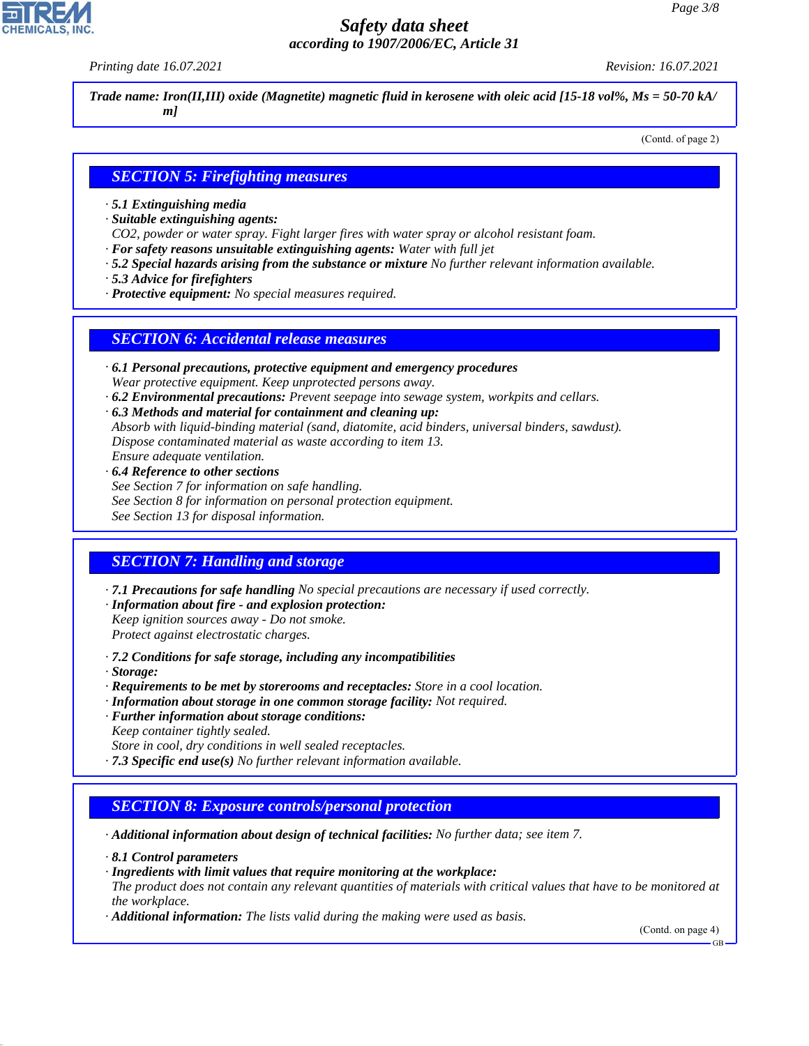**Trade name: Iron(II,III) oxide (Magnetite) magnetic fluid in kerosene with oleic acid [15-18 vol%, Ms = 50-70 kA/m]**

(Contd. of page 2)

## SECTION 5: Firefighting measures

· **5.1 Extinguishing media**
· **Suitable extinguishing agents:**
CO2, powder or water spray. Fight larger fires with water spray or alcohol resistant foam.
· **For safety reasons unsuitable extinguishing agents:** Water with full jet
· **5.2 Special hazards arising from the substance or mixture** No further relevant information available.
· **5.3 Advice for firefighters**
· **Protective equipment:** No special measures required.

## SECTION 6: Accidental release measures

· **6.1 Personal precautions, protective equipment and emergency procedures**
Wear protective equipment. Keep unprotected persons away.
· **6.2 Environmental precautions:** Prevent seepage into sewage system, workpits and cellars.
· **6.3 Methods and material for containment and cleaning up:**
Absorb with liquid-binding material (sand, diatomite, acid binders, universal binders, sawdust).
Dispose contaminated material as waste according to item 13.
Ensure adequate ventilation.
· **6.4 Reference to other sections**
See Section 7 for information on safe handling.
See Section 8 for information on personal protection equipment.
See Section 13 for disposal information.

## SECTION 7: Handling and storage

· **7.1 Precautions for safe handling** No special precautions are necessary if used correctly.
· **Information about fire - and explosion protection:**
Keep ignition sources away - Do not smoke.
Protect against electrostatic charges.

· **7.2 Conditions for safe storage, including any incompatibilities**
· **Storage:**
· **Requirements to be met by storerooms and receptacles:** Store in a cool location.
· **Information about storage in one common storage facility:** Not required.
· **Further information about storage conditions:**
Keep container tightly sealed.
Store in cool, dry conditions in well sealed receptacles.
· **7.3 Specific end use(s)** No further relevant information available.

## SECTION 8: Exposure controls/personal protection

· **Additional information about design of technical facilities:** No further data; see item 7.

· **8.1 Control parameters**
· **Ingredients with limit values that require monitoring at the workplace:**
The product does not contain any relevant quantities of materials with critical values that have to be monitored at the workplace.
· **Additional information:** The lists valid during the making were used as basis.

(Contd. on page 4)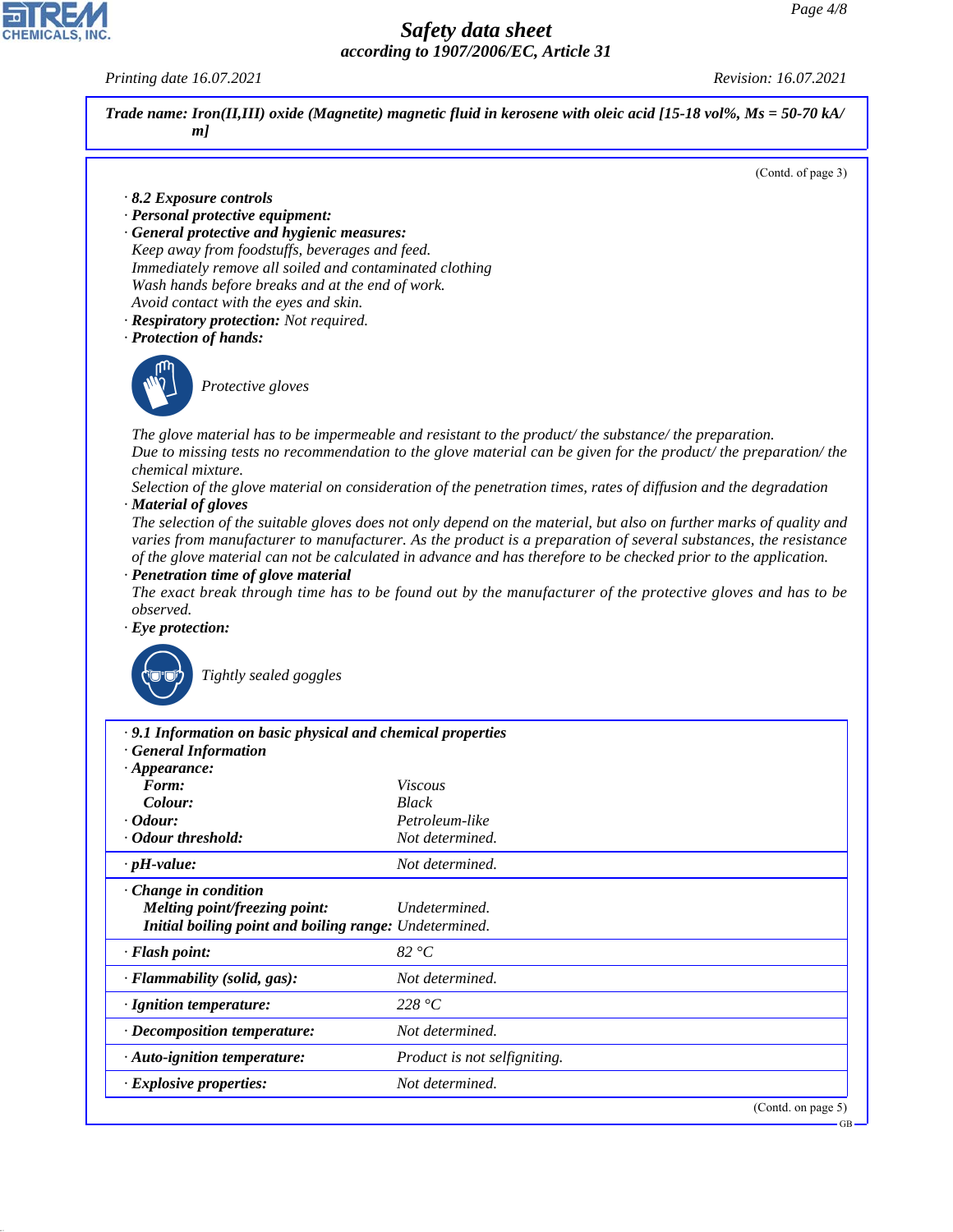**Trade name: Iron(II,III) oxide (Magnetite) magnetic fluid in kerosene with oleic acid [15-18 vol%, Ms = 50-70 kA/m]**

(Contd. of page 3)

· **8.2 Exposure controls**
· **Personal protective equipment:**
· **General protective and hygienic measures:**
Keep away from foodstuffs, beverages and feed.
Immediately remove all soiled and contaminated clothing
Wash hands before breaks and at the end of work.
Avoid contact with the eyes and skin.
· **Respiratory protection:** Not required.
· **Protection of hands:**

Protective gloves

The glove material has to be impermeable and resistant to the product/ the substance/ the preparation.
Due to missing tests no recommendation to the glove material can be given for the product/ the preparation/ the chemical mixture.
Selection of the glove material on consideration of the penetration times, rates of diffusion and the degradation
· **Material of gloves**
The selection of the suitable gloves does not only depend on the material, but also on further marks of quality and varies from manufacturer to manufacturer. As the product is a preparation of several substances, the resistance of the glove material can not be calculated in advance and has therefore to be checked prior to the application.
· **Penetration time of glove material**
The exact break through time has to be found out by the manufacturer of the protective gloves and has to be observed.
· **Eye protection:**

Tightly sealed goggles

· **9.1 Information on basic physical and chemical properties**
· **General Information**
· **Appearance:**

| | |
|---|---|
| **Form:** | Viscous |
| **Colour:** | Black |
| · **Odour:** | Petroleum-like |
| · **Odour threshold:** | Not determined. |
| · **pH-value:** | Not determined. |
| · **Change in condition** | |
| **Melting point/freezing point:** | Undetermined. |
| **Initial boiling point and boiling range:** | Undetermined. |
| · **Flash point:** | 82 °C |
| · **Flammability (solid, gas):** | Not determined. |
| · **Ignition temperature:** | 228 °C |
| · **Decomposition temperature:** | Not determined. |
| · **Auto-ignition temperature:** | Product is not selfigniting. |
| · **Explosive properties:** | Not determined. |

(Contd. on page 5)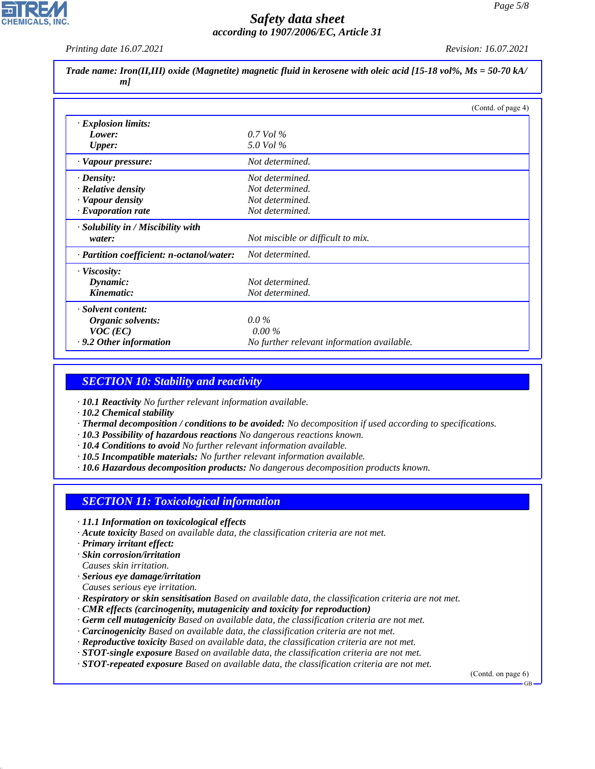Trade name: Iron(II,III) oxide (Magnetite) magnetic fluid in kerosene with oleic acid [15-18 vol%, Ms = 50-70 kA/m]

(Contd. of page 4)

| | |
|---|---|
| · **Explosion limits:** | |
| **Lower:** | 0.7 Vol % |
| **Upper:** | 5.0 Vol % |
| · **Vapour pressure:** | Not determined. |
| · **Density:** | Not determined. |
| · **Relative density** | Not determined. |
| · **Vapour density** | Not determined. |
| · **Evaporation rate** | Not determined. |
| · **Solubility in / Miscibility with water:** | Not miscible or difficult to mix. |
| · **Partition coefficient: n-octanol/water:** | Not determined. |
| · **Viscosity:** | |
| **Dynamic:** | Not determined. |
| **Kinematic:** | Not determined. |
| · **Solvent content:** | |
| **Organic solvents:** | 0.0 % |
| **VOC (EC)** | 0.00 % |
| · **9.2 Other information** | No further relevant information available. |

## SECTION 10: Stability and reactivity

- · **10.1 Reactivity** No further relevant information available.
- · **10.2 Chemical stability**
- · **Thermal decomposition / conditions to be avoided:** No decomposition if used according to specifications.
- · **10.3 Possibility of hazardous reactions** No dangerous reactions known.
- · **10.4 Conditions to avoid** No further relevant information available.
- · **10.5 Incompatible materials:** No further relevant information available.
- · **10.6 Hazardous decomposition products:** No dangerous decomposition products known.

## SECTION 11: Toxicological information

- · **11.1 Information on toxicological effects**
- · **Acute toxicity** Based on available data, the classification criteria are not met.
- · **Primary irritant effect:**
- · **Skin corrosion/irritation**
  Causes skin irritation.
- · **Serious eye damage/irritation**
  Causes serious eye irritation.
- · **Respiratory or skin sensitisation** Based on available data, the classification criteria are not met.
- · **CMR effects (carcinogenity, mutagenicity and toxicity for reproduction)**
- · **Germ cell mutagenicity** Based on available data, the classification criteria are not met.
- · **Carcinogenicity** Based on available data, the classification criteria are not met.
- · **Reproductive toxicity** Based on available data, the classification criteria are not met.
- · **STOT-single exposure** Based on available data, the classification criteria are not met.
- · **STOT-repeated exposure** Based on available data, the classification criteria are not met.

(Contd. on page 6)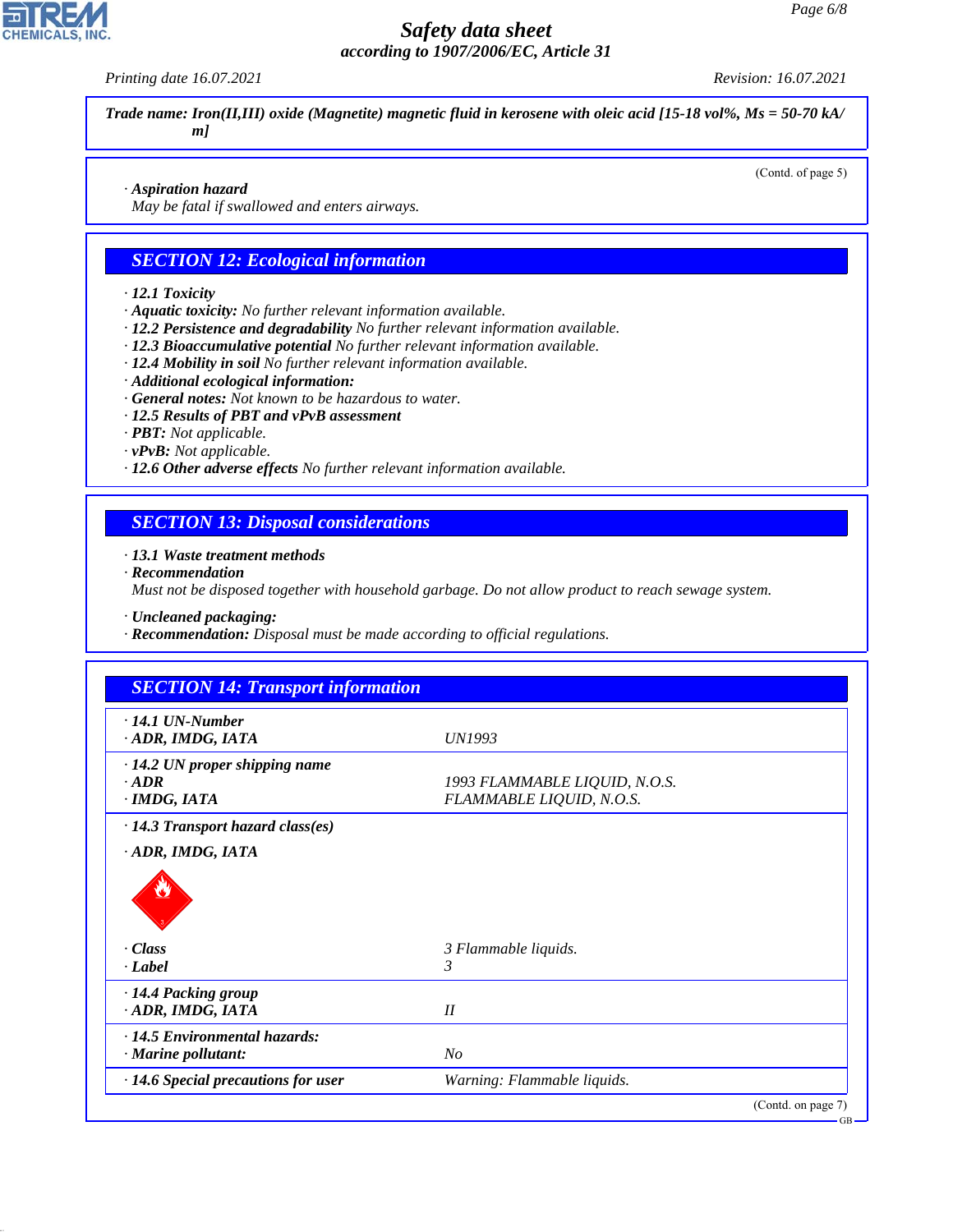**Trade name: Iron(II,III) oxide (Magnetite) magnetic fluid in kerosene with oleic acid [15-18 vol%, Ms = 50-70 kA/m]**

(Contd. of page 5)

· **Aspiration hazard**
May be fatal if swallowed and enters airways.

## SECTION 12: Ecological information

· **12.1 Toxicity**
· **Aquatic toxicity:** No further relevant information available.
· **12.2 Persistence and degradability** No further relevant information available.
· **12.3 Bioaccumulative potential** No further relevant information available.
· **12.4 Mobility in soil** No further relevant information available.
· **Additional ecological information:**
· **General notes:** Not known to be hazardous to water.
· **12.5 Results of PBT and vPvB assessment**
· **PBT:** Not applicable.
· **vPvB:** Not applicable.
· **12.6 Other adverse effects** No further relevant information available.

## SECTION 13: Disposal considerations

· **13.1 Waste treatment methods**
· **Recommendation**
Must not be disposed together with household garbage. Do not allow product to reach sewage system.

· **Uncleaned packaging:**
· **Recommendation:** Disposal must be made according to official regulations.

## SECTION 14: Transport information

| | |
|---|---|
| · **14.1 UN-Number** | |
| · **ADR, IMDG, IATA** | UN1993 |
| · **14.2 UN proper shipping name** | |
| · **ADR** | 1993 FLAMMABLE LIQUID, N.O.S. |
| · **IMDG, IATA** | FLAMMABLE LIQUID, N.O.S. |
| · **14.3 Transport hazard class(es)** | |
| · **ADR, IMDG, IATA** | |
| · **Class** | 3 Flammable liquids. |
| · **Label** | 3 |
| · **14.4 Packing group** | |
| · **ADR, IMDG, IATA** | II |
| · **14.5 Environmental hazards:** | |
| · **Marine pollutant:** | No |
| · **14.6 Special precautions for user** | Warning: Flammable liquids. |

(Contd. on page 7)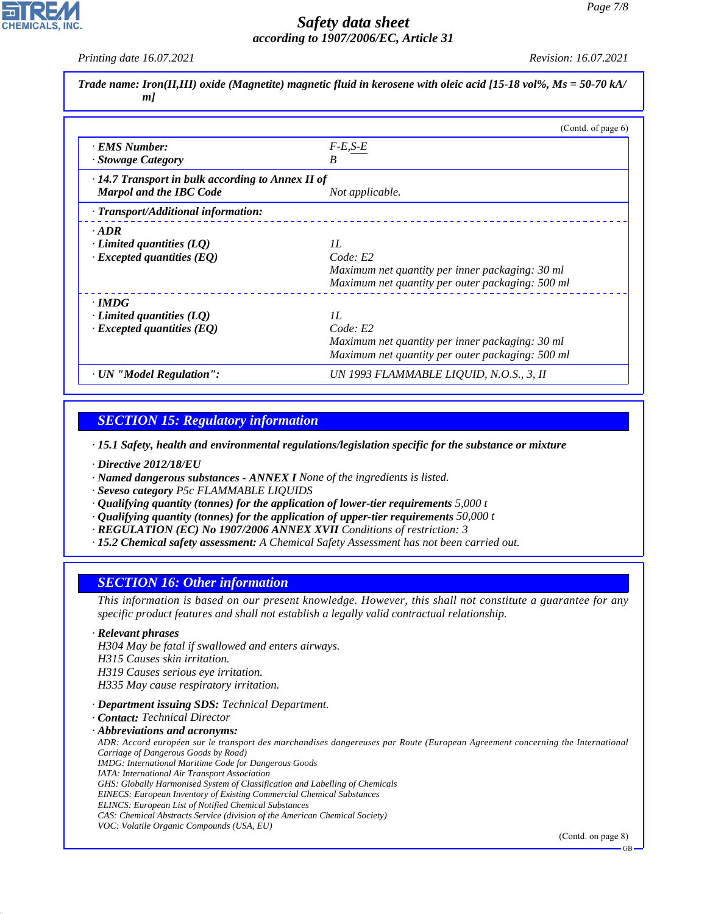**Trade name: Iron(II,III) oxide (Magnetite) magnetic fluid in kerosene with oleic acid [15-18 vol%, Ms = 50-70 kA/m]**

(Contd. of page 6)

| | |
|---|---|
| · **EMS Number:** | F-E,S-E |
| · **Stowage Category** | B |
| · **14.7 Transport in bulk according to Annex II of Marpol and the IBC Code** | Not applicable. |
| · **Transport/Additional information:** | |
| · **ADR** | |
| · **Limited quantities (LQ)** | 1L |
| · **Excepted quantities (EQ)** | Code: E2<br>Maximum net quantity per inner packaging: 30 ml<br>Maximum net quantity per outer packaging: 500 ml |
| · **IMDG** | |
| · **Limited quantities (LQ)** | 1L |
| · **Excepted quantities (EQ)** | Code: E2<br>Maximum net quantity per inner packaging: 30 ml<br>Maximum net quantity per outer packaging: 500 ml |
| · **UN "Model Regulation":** | UN 1993 FLAMMABLE LIQUID, N.O.S., 3, II |

## SECTION 15: Regulatory information

· **15.1 Safety, health and environmental regulations/legislation specific for the substance or mixture**

· **Directive 2012/18/EU**
· **Named dangerous substances - ANNEX I** None of the ingredients is listed.
· **Seveso category** P5c FLAMMABLE LIQUIDS
· **Qualifying quantity (tonnes) for the application of lower-tier requirements** 5,000 t
· **Qualifying quantity (tonnes) for the application of upper-tier requirements** 50,000 t
· **REGULATION (EC) No 1907/2006 ANNEX XVII** Conditions of restriction: 3
· **15.2 Chemical safety assessment:** A Chemical Safety Assessment has not been carried out.

## SECTION 16: Other information

This information is based on our present knowledge. However, this shall not constitute a guarantee for any specific product features and shall not establish a legally valid contractual relationship.

· **Relevant phrases**
H304 May be fatal if swallowed and enters airways.
H315 Causes skin irritation.
H319 Causes serious eye irritation.
H335 May cause respiratory irritation.

· **Department issuing SDS:** Technical Department.
· **Contact:** Technical Director
· **Abbreviations and acronyms:**
ADR: Accord européen sur le transport des marchandises dangereuses par Route (European Agreement concerning the International Carriage of Dangerous Goods by Road)
IMDG: International Maritime Code for Dangerous Goods
IATA: International Air Transport Association
GHS: Globally Harmonised System of Classification and Labelling of Chemicals
EINECS: European Inventory of Existing Commercial Chemical Substances
ELINCS: European List of Notified Chemical Substances
CAS: Chemical Abstracts Service (division of the American Chemical Society)
VOC: Volatile Organic Compounds (USA, EU)

(Contd. on page 8)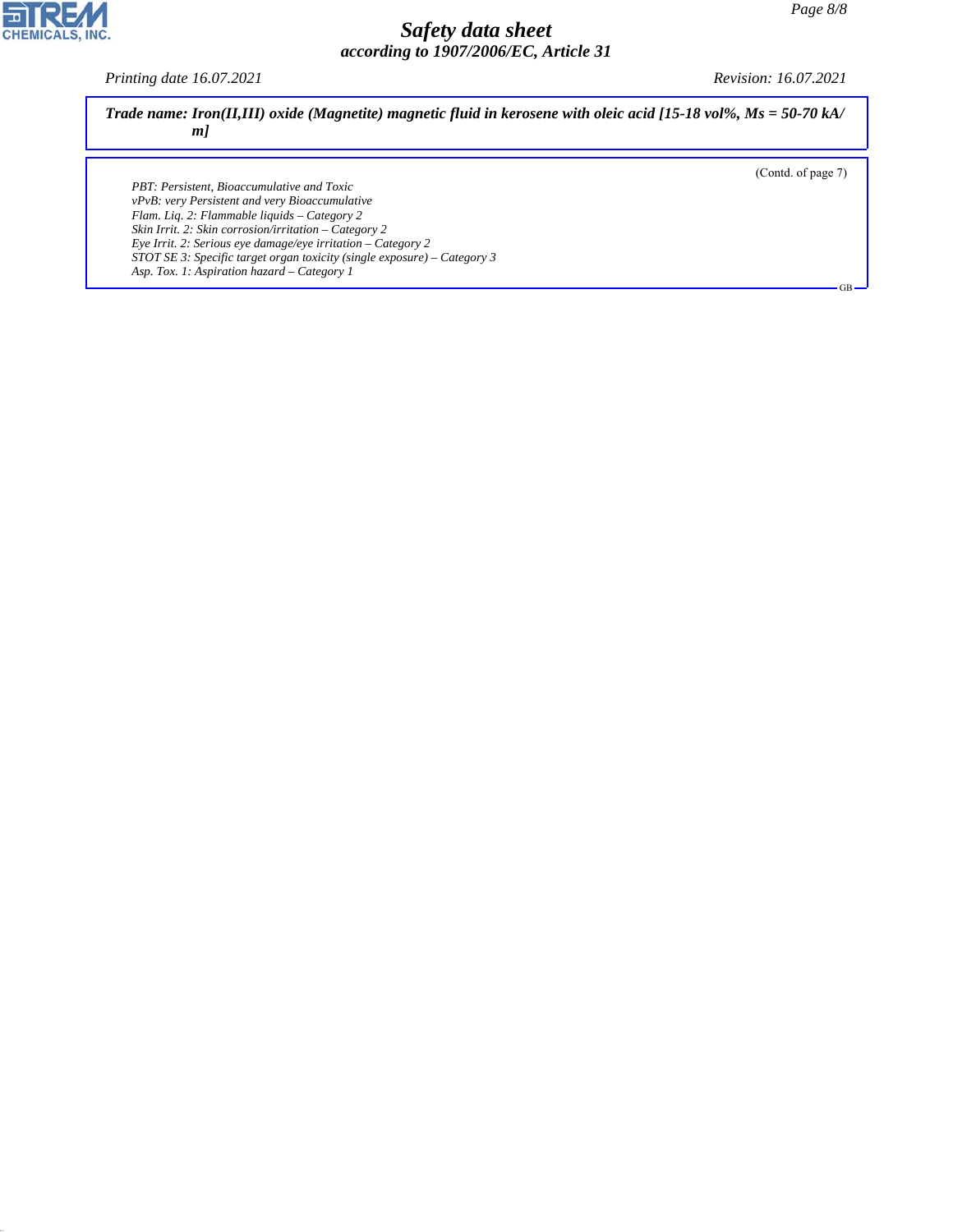**Trade name: Iron(II,III) oxide (Magnetite) magnetic fluid in kerosene with oleic acid [15-18 vol%, Ms = 50-70 kA/m]**

(Contd. of page 7)

*PBT: Persistent, Bioaccumulative and Toxic*
*vPvB: very Persistent and very Bioaccumulative*
*Flam. Liq. 2: Flammable liquids – Category 2*
*Skin Irrit. 2: Skin corrosion/irritation – Category 2*
*Eye Irrit. 2: Serious eye damage/eye irritation – Category 2*
*STOT SE 3: Specific target organ toxicity (single exposure) – Category 3*
*Asp. Tox. 1: Aspiration hazard – Category 1*